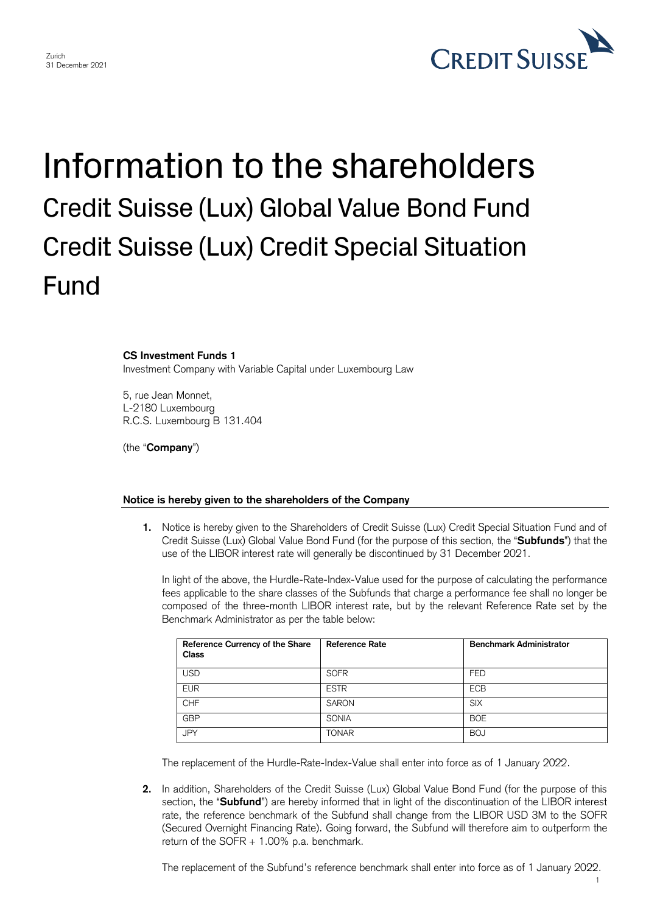Zurich
31 December 2021

# Information to the shareholders

## Credit Suisse (Lux) Global Value Bond Fund
## Credit Suisse (Lux) Credit Special Situation Fund

**CS Investment Funds 1**
Investment Company with Variable Capital under Luxembourg Law

5, rue Jean Monnet,
L-2180 Luxembourg
R.C.S. Luxembourg B 131.404

(the "**Company**")

**Notice is hereby given to the shareholders of the Company**

1. Notice is hereby given to the Shareholders of Credit Suisse (Lux) Credit Special Situation Fund and of Credit Suisse (Lux) Global Value Bond Fund (for the purpose of this section, the "**Subfunds**") that the use of the LIBOR interest rate will generally be discontinued by 31 December 2021.

   In light of the above, the Hurdle-Rate-Index-Value used for the purpose of calculating the performance fees applicable to the share classes of the Subfunds that charge a performance fee shall no longer be composed of the three-month LIBOR interest rate, but by the relevant Reference Rate set by the Benchmark Administrator as per the table below:

   | Reference Currency of the Share Class | Reference Rate | Benchmark Administrator |
   |---|---|---|
   | USD | SOFR | FED |
   | EUR | ESTR | ECB |
   | CHF | SARON | SIX |
   | GBP | SONIA | BOE |
   | JPY | TONAR | BOJ |

   The replacement of the Hurdle-Rate-Index-Value shall enter into force as of 1 January 2022.

2. In addition, Shareholders of the Credit Suisse (Lux) Global Value Bond Fund (for the purpose of this section, the "**Subfund**") are hereby informed that in light of the discontinuation of the LIBOR interest rate, the reference benchmark of the Subfund shall change from the LIBOR USD 3M to the SOFR (Secured Overnight Financing Rate). Going forward, the Subfund will therefore aim to outperform the return of the SOFR + 1.00% p.a. benchmark.

   The replacement of the Subfund's reference benchmark shall enter into force as of 1 January 2022.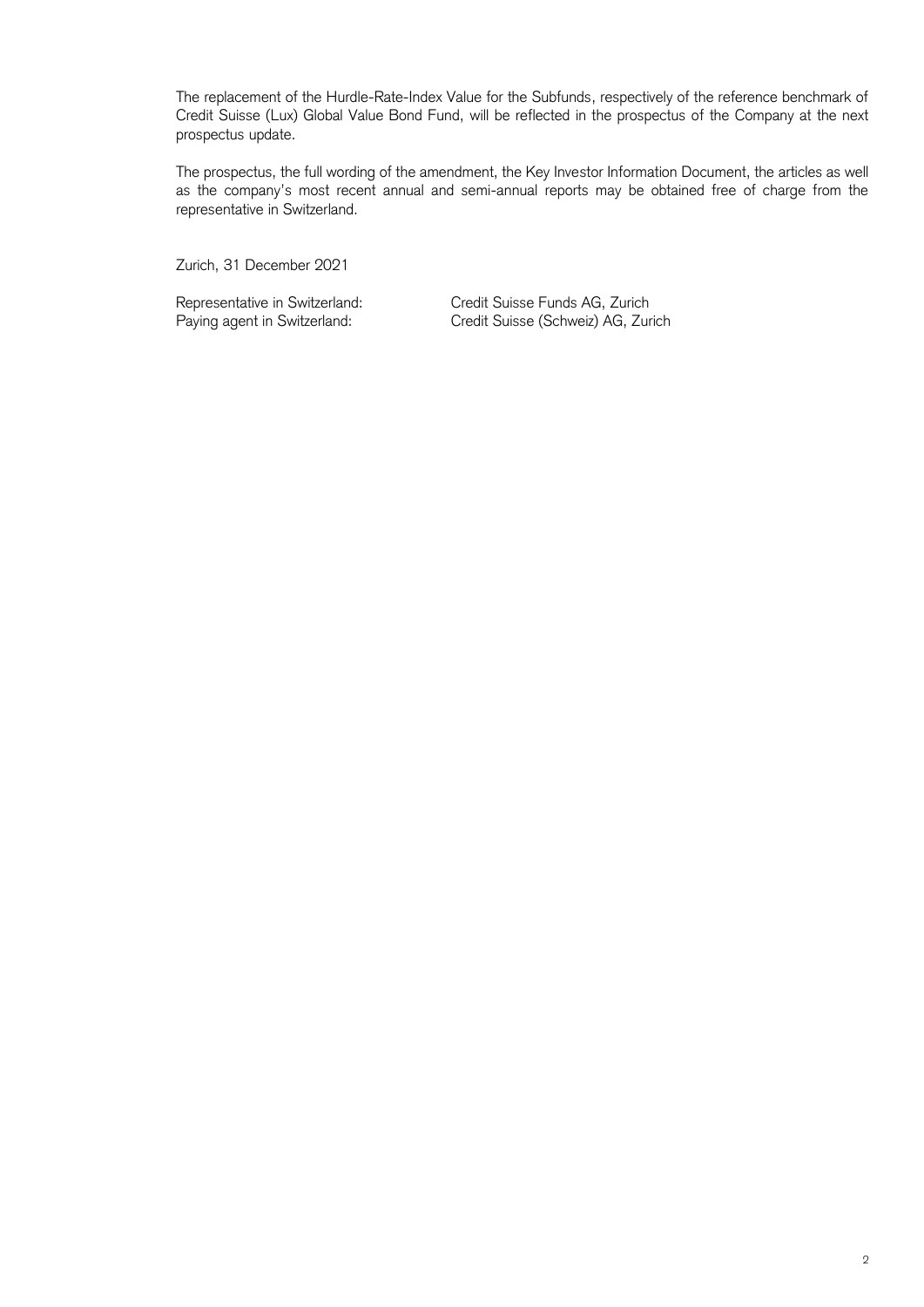The replacement of the Hurdle-Rate-Index Value for the Subfunds, respectively of the reference benchmark of Credit Suisse (Lux) Global Value Bond Fund, will be reflected in the prospectus of the Company at the next prospectus update.

The prospectus, the full wording of the amendment, the Key Investor Information Document, the articles as well as the company's most recent annual and semi-annual reports may be obtained free of charge from the representative in Switzerland.

Zurich, 31 December 2021

Representative in Switzerland: Credit Suisse Funds AG, Zurich
Paying agent in Switzerland: Credit Suisse (Schweiz) AG, Zurich